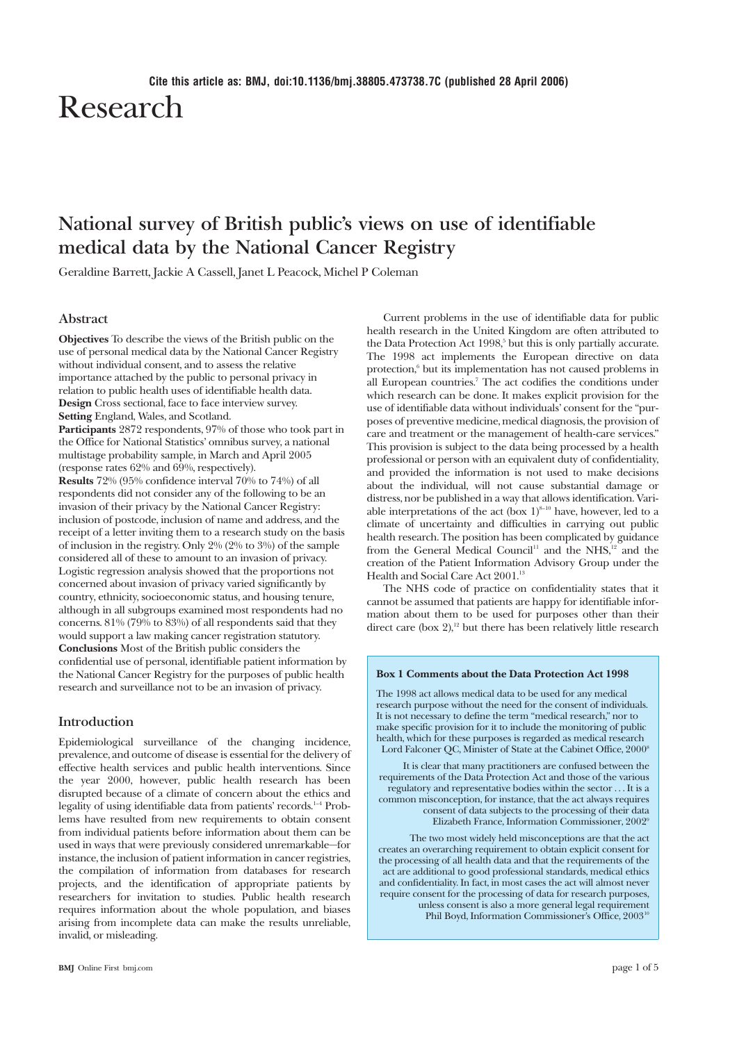Cite this article as: BMJ, doi:10.1136/bmj.38805.473738.7C (published 28 April 2006)

# Research

## National survey of British public's views on use of identifiable medical data by the National Cancer Registry

Geraldine Barrett, Jackie A Cassell, Janet L Peacock, Michel P Coleman

### Abstract

**Objectives** To describe the views of the British public on the use of personal medical data by the National Cancer Registry without individual consent, and to assess the relative importance attached by the public to personal privacy in relation to public health uses of identifiable health data.

**Design** Cross sectional, face to face interview survey.

**Setting** England, Wales, and Scotland.

**Participants** 2872 respondents, 97% of those who took part in the Office for National Statistics' omnibus survey, a national multistage probability sample, in March and April 2005 (response rates 62% and 69%, respectively).

**Results** 72% (95% confidence interval 70% to 74%) of all respondents did not consider any of the following to be an invasion of their privacy by the National Cancer Registry: inclusion of postcode, inclusion of name and address, and the receipt of a letter inviting them to a research study on the basis of inclusion in the registry. Only 2% (2% to 3%) of the sample considered all of these to amount to an invasion of privacy. Logistic regression analysis showed that the proportions not concerned about invasion of privacy varied significantly by country, ethnicity, socioeconomic status, and housing tenure, although in all subgroups examined most respondents had no concerns. 81% (79% to 83%) of all respondents said that they would support a law making cancer registration statutory.

**Conclusions** Most of the British public considers the confidential use of personal, identifiable patient information by the National Cancer Registry for the purposes of public health research and surveillance not to be an invasion of privacy.

### Introduction

Epidemiological surveillance of the changing incidence, prevalence, and outcome of disease is essential for the delivery of effective health services and public health interventions. Since the year 2000, however, public health research has been disrupted because of a climate of concern about the ethics and legality of using identifiable data from patients' records.[1–4] Problems have resulted from new requirements to obtain consent from individual patients before information about them can be used in ways that were previously considered unremarkable—for instance, the inclusion of patient information in cancer registries, the compilation of information from databases for research projects, and the identification of appropriate patients by researchers for invitation to studies. Public health research requires information about the whole population, and biases arising from incomplete data can make the results unreliable, invalid, or misleading.

Current problems in the use of identifiable data for public health research in the United Kingdom are often attributed to the Data Protection Act 1998,[5] but this is only partially accurate. The 1998 act implements the European directive on data protection,[6] but its implementation has not caused problems in all European countries.[7] The act codifies the conditions under which research can be done. It makes explicit provision for the use of identifiable data without individuals' consent for the "purposes of preventive medicine, medical diagnosis, the provision of care and treatment or the management of health-care services." This provision is subject to the data being processed by a health professional or person with an equivalent duty of confidentiality, and provided the information is not used to make decisions about the individual, will not cause substantial damage or distress, nor be published in a way that allows identification. Variable interpretations of the act (box 1)[8–10] have, however, led to a climate of uncertainty and difficulties in carrying out public health research. The position has been complicated by guidance from the General Medical Council[11] and the NHS,[12] and the creation of the Patient Information Advisory Group under the Health and Social Care Act 2001.[13]

The NHS code of practice on confidentiality states that it cannot be assumed that patients are happy for identifiable information about them to be used for purposes other than their direct care (box 2),[12] but there has been relatively little research

> **Box 1 Comments about the Data Protection Act 1998**
>
> The 1998 act allows medical data to be used for any medical research purpose without the need for the consent of individuals. It is not necessary to define the term "medical research," nor to make specific provision for it to include the monitoring of public health, which for these purposes is regarded as medical research
> Lord Falconer QC, Minister of State at the Cabinet Office, 2000[8]
>
> It is clear that many practitioners are confused between the requirements of the Data Protection Act and those of the various regulatory and representative bodies within the sector . . . It is a common misconception, for instance, that the act always requires consent of data subjects to the processing of their data
> Elizabeth France, Information Commissioner, 2002[9]
>
> The two most widely held misconceptions are that the act creates an overarching requirement to obtain explicit consent for the processing of all health data and that the requirements of the act are additional to good professional standards, medical ethics and confidentiality. In fact, in most cases the act will almost never require consent for the processing of data for research purposes, unless consent is also a more general legal requirement
> Phil Boyd, Information Commissioner's Office, 2003[10]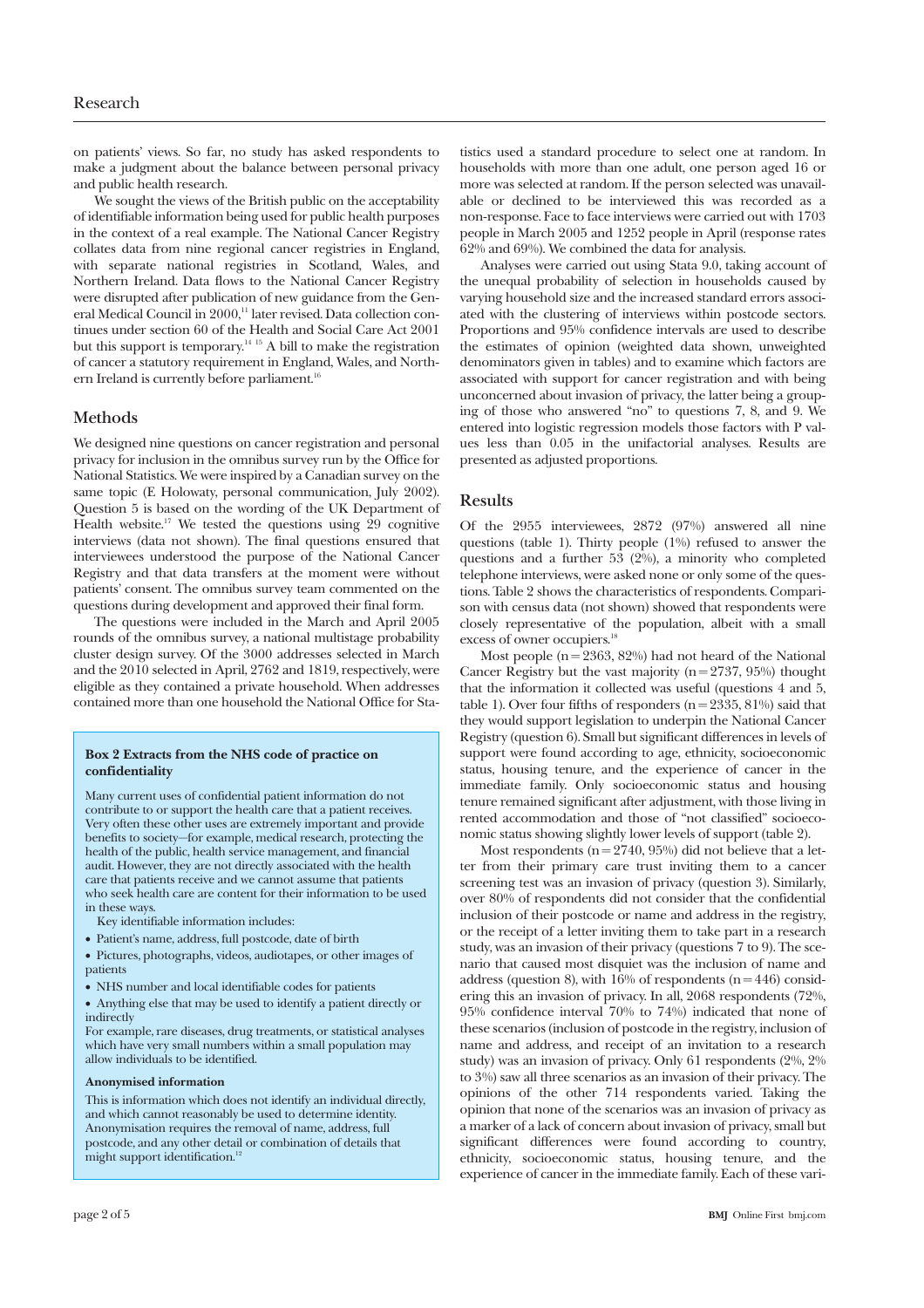on patients' views. So far, no study has asked respondents to make a judgment about the balance between personal privacy and public health research.

We sought the views of the British public on the acceptability of identifiable information being used for public health purposes in the context of a real example. The National Cancer Registry collates data from nine regional cancer registries in England, with separate national registries in Scotland, Wales, and Northern Ireland. Data flows to the National Cancer Registry were disrupted after publication of new guidance from the General Medical Council in 2000,[11] later revised. Data collection continues under section 60 of the Health and Social Care Act 2001 but this support is temporary.[14 15] A bill to make the registration of cancer a statutory requirement in England, Wales, and Northern Ireland is currently before parliament.[16]

## Methods

We designed nine questions on cancer registration and personal privacy for inclusion in the omnibus survey run by the Office for National Statistics. We were inspired by a Canadian survey on the same topic (E Holowaty, personal communication, July 2002). Question 5 is based on the wording of the UK Department of Health website.[17] We tested the questions using 29 cognitive interviews (data not shown). The final questions ensured that interviewees understood the purpose of the National Cancer Registry and that data transfers at the moment were without patients' consent. The omnibus survey team commented on the questions during development and approved their final form.

The questions were included in the March and April 2005 rounds of the omnibus survey, a national multistage probability cluster design survey. Of the 3000 addresses selected in March and the 2010 selected in April, 2762 and 1819, respectively, were eligible as they contained a private household. When addresses contained more than one household the National Office for Statistics used a standard procedure to select one at random. In households with more than one adult, one person aged 16 or more was selected at random. If the person selected was unavailable or declined to be interviewed this was recorded as a non-response. Face to face interviews were carried out with 1703 people in March 2005 and 1252 people in April (response rates 62% and 69%). We combined the data for analysis.

Analyses were carried out using Stata 9.0, taking account of the unequal probability of selection in households caused by varying household size and the increased standard errors associated with the clustering of interviews within postcode sectors. Proportions and 95% confidence intervals are used to describe the estimates of opinion (weighted data shown, unweighted denominators given in tables) and to examine which factors are associated with support for cancer registration and with being unconcerned about invasion of privacy, the latter being a grouping of those who answered "no" to questions 7, 8, and 9. We entered into logistic regression models those factors with P values less than 0.05 in the unifactorial analyses. Results are presented as adjusted proportions.

> **Box 2 Extracts from the NHS code of practice on confidentiality**
>
> Many current uses of confidential patient information do not contribute to or support the health care that a patient receives. Very often these other uses are extremely important and provide benefits to society—for example, medical research, protecting the health of the public, health service management, and financial audit. However, they are not directly associated with the health care that patients receive and we cannot assume that patients who seek health care are content for their information to be used in these ways.
>
> Key identifiable information includes:
>
> - Patient's name, address, full postcode, date of birth
> - Pictures, photographs, videos, audiotapes, or other images of patients
> - NHS number and local identifiable codes for patients
> - Anything else that may be used to identify a patient directly or indirectly
>
> For example, rare diseases, drug treatments, or statistical analyses which have very small numbers within a small population may allow individuals to be identified.
>
> **Anonymised information**
>
> This is information which does not identify an individual directly, and which cannot reasonably be used to determine identity. Anonymisation requires the removal of name, address, full postcode, and any other detail or combination of details that might support identification.[12]

## Results

Of the 2955 interviewees, 2872 (97%) answered all nine questions (table 1). Thirty people (1%) refused to answer the questions and a further 53 (2%), a minority who completed telephone interviews, were asked none or only some of the questions. Table 2 shows the characteristics of respondents. Comparison with census data (not shown) showed that respondents were closely representative of the population, albeit with a small excess of owner occupiers.[18]

Most people (n=2363, 82%) had not heard of the National Cancer Registry but the vast majority (n=2737, 95%) thought that the information it collected was useful (questions 4 and 5, table 1). Over four fifths of responders (n=2335, 81%) said that they would support legislation to underpin the National Cancer Registry (question 6). Small but significant differences in levels of support were found according to age, ethnicity, socioeconomic status, housing tenure, and the experience of cancer in the immediate family. Only socioeconomic status and housing tenure remained significant after adjustment, with those living in rented accommodation and those of "not classified" socioeconomic status showing slightly lower levels of support (table 2).

Most respondents (n=2740, 95%) did not believe that a letter from their primary care trust inviting them to a cancer screening test was an invasion of privacy (question 3). Similarly, over 80% of respondents did not consider that the confidential inclusion of their postcode or name and address in the registry, or the receipt of a letter inviting them to take part in a research study, was an invasion of their privacy (questions 7 to 9). The scenario that caused most disquiet was the inclusion of name and address (question 8), with 16% of respondents (n=446) considering this an invasion of privacy. In all, 2068 respondents (72%, 95% confidence interval 70% to 74%) indicated that none of these scenarios (inclusion of postcode in the registry, inclusion of name and address, and receipt of an invitation to a research study) was an invasion of privacy. Only 61 respondents (2%, 2% to 3%) saw all three scenarios as an invasion of their privacy. The opinions of the other 714 respondents varied. Taking the opinion that none of the scenarios was an invasion of privacy as a marker of a lack of concern about invasion of privacy, small but significant differences were found according to country, ethnicity, socioeconomic status, housing tenure, and the experience of cancer in the immediate family. Each of these vari-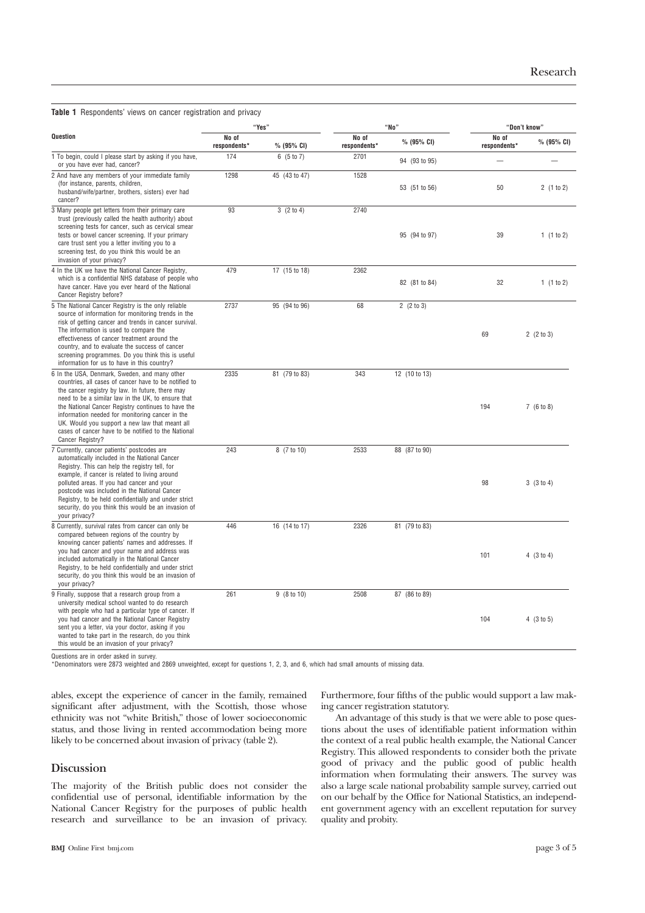**Table 1** Respondents' views on cancer registration and privacy

| Question | "Yes" | | "No" | | "Don't know" | |
|---|---|---|---|---|---|---|
| | No of respondents* | % (95% CI) | No of respondents* | % (95% CI) | No of respondents* | % (95% CI) |
| 1 To begin, could I please start by asking if you have, or you have ever had, cancer? | 174 | 6 (5 to 7) | 2701 | 94 (93 to 95) | — | — |
| 2 And have any members of your immediate family (for instance, parents, children, husband/wife/partner, brothers, sisters) ever had cancer? | 1298 | 45 (43 to 47) | 1528 | 53 (51 to 56) | 50 | 2 (1 to 2) |
| 3 Many people get letters from their primary care trust (previously called the health authority) about screening tests for cancer, such as cervical smear tests or bowel cancer screening. If your primary care trust sent you a letter inviting you to a screening test, do you think this would be an invasion of your privacy? | 93 | 3 (2 to 4) | 2740 | 95 (94 to 97) | 39 | 1 (1 to 2) |
| 4 In the UK we have the National Cancer Registry, which is a confidential NHS database of people who have cancer. Have you ever heard of the National Cancer Registry before? | 479 | 17 (15 to 18) | 2362 | 82 (81 to 84) | 32 | 1 (1 to 2) |
| 5 The National Cancer Registry is the only reliable source of information for monitoring trends in the risk of getting cancer and trends in cancer survival. The information is used to compare the effectiveness of cancer treatment around the country, and to evaluate the success of cancer screening programmes. Do you think this is useful information for us to have in this country? | 2737 | 95 (94 to 96) | 68 | 2 (2 to 3) | 69 | 2 (2 to 3) |
| 6 In the USA, Denmark, Sweden, and many other countries, all cases of cancer have to be notified to the cancer registry by law. In future, there may need to be a similar law in the UK, to ensure that the National Cancer Registry continues to have the information needed for monitoring cancer in the UK. Would you support a new law that meant all cases of cancer have to be notified to the National Cancer Registry? | 2335 | 81 (79 to 83) | 343 | 12 (10 to 13) | 194 | 7 (6 to 8) |
| 7 Currently, cancer patients' postcodes are automatically included in the National Cancer Registry. This can help the registry tell, for example, if cancer is related to living around polluted areas. If you had cancer and your postcode was included in the National Cancer Registry, to be held confidentially and under strict security, do you think this would be an invasion of your privacy? | 243 | 8 (7 to 10) | 2533 | 88 (87 to 90) | 98 | 3 (3 to 4) |
| 8 Currently, survival rates from cancer can only be compared between regions of the country by knowing cancer patients' names and addresses. If you had cancer and your name and address was included automatically in the National Cancer Registry, to be held confidentially and under strict security, do you think this would be an invasion of your privacy? | 446 | 16 (14 to 17) | 2326 | 81 (79 to 83) | 101 | 4 (3 to 4) |
| 9 Finally, suppose that a research group from a university medical school wanted to do research with people who had a particular type of cancer. If you had cancer and the National Cancer Registry sent you a letter, via your doctor, asking if you wanted to take part in the research, do you think this would be an invasion of your privacy? | 261 | 9 (8 to 10) | 2508 | 87 (86 to 89) | 104 | 4 (3 to 5) |

Questions are in order asked in survey.
*Denominators were 2873 weighted and 2869 unweighted, except for questions 1, 2, 3, and 6, which had small amounts of missing data.

ables, except the experience of cancer in the family, remained significant after adjustment, with the Scottish, those whose ethnicity was not "white British," those of lower socioeconomic status, and those living in rented accommodation being more likely to be concerned about invasion of privacy (table 2).

## Discussion

The majority of the British public does not consider the confidential use of personal, identifiable information by the National Cancer Registry for the purposes of public health research and surveillance to be an invasion of privacy. Furthermore, four fifths of the public would support a law making cancer registration statutory.

An advantage of this study is that we were able to pose questions about the uses of identifiable patient information within the context of a real public health example, the National Cancer Registry. This allowed respondents to consider both the private good of privacy and the public good of public health information when formulating their answers. The survey was also a large scale national probability sample survey, carried out on our behalf by the Office for National Statistics, an independent government agency with an excellent reputation for survey quality and probity.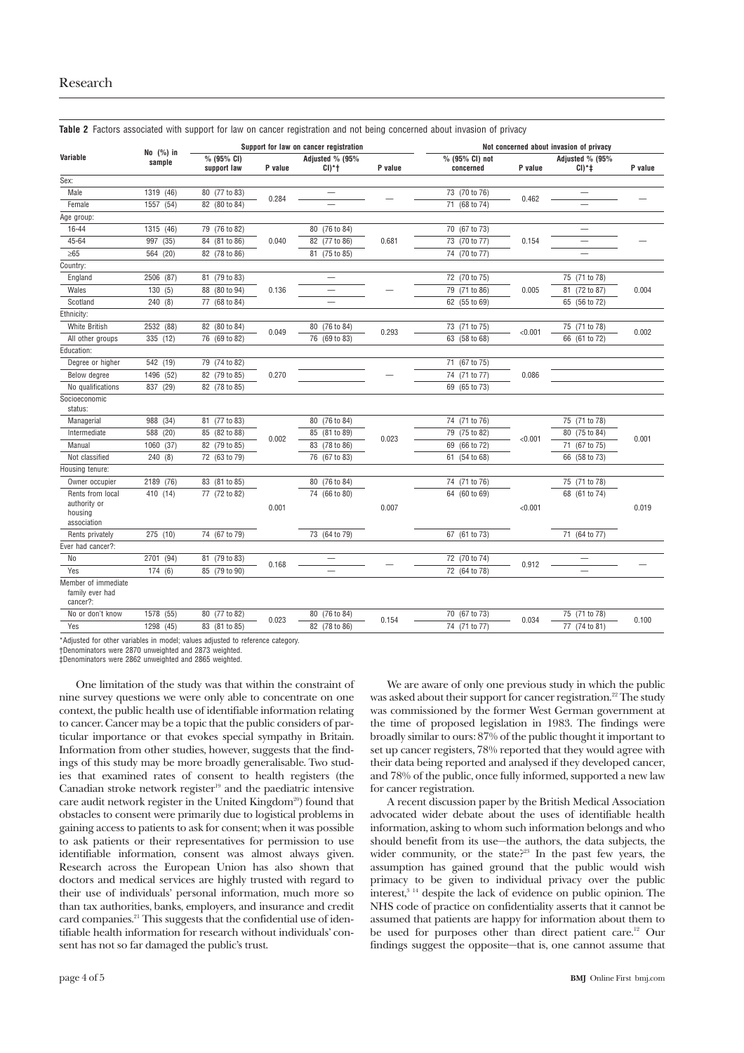**Table 2** Factors associated with support for law on cancer registration and not being concerned about invasion of privacy

| Variable | No (%) in sample | Support for law on cancer registration | | | | Not concerned about invasion of privacy | | | |
|---|---|---|---|---|---|---|---|---|---|
| | | % (95% CI) support law | P value | Adjusted % (95% CI)*† | P value | % (95% CI) not concerned | P value | Adjusted % (95% CI)*‡ | P value |
| Sex: | | | | | | | | | |
| Male | 1319 (46) | 80 (77 to 83) | 0.284 | — | — | 73 (70 to 76) | 0.462 | — | — |
| Female | 1557 (54) | 82 (80 to 84) | | — | | 71 (68 to 74) | | — | |
| Age group: | | | | | | | | | |
| 16-44 | 1315 (46) | 79 (76 to 82) | 0.040 | 80 (76 to 84) | 0.681 | 70 (67 to 73) | 0.154 | — | — |
| 45-64 | 997 (35) | 84 (81 to 86) | | 82 (77 to 86) | | 73 (70 to 77) | | — | |
| ≥65 | 564 (20) | 82 (78 to 86) | | 81 (75 to 85) | | 74 (70 to 77) | | — | |
| Country: | | | | | | | | | |
| England | 2506 (87) | 81 (79 to 83) | 0.136 | — | — | 72 (70 to 75) | 0.005 | 75 (71 to 78) | 0.004 |
| Wales | 130 (5) | 88 (80 to 94) | | — | | 79 (71 to 86) | | 81 (72 to 87) | |
| Scotland | 240 (8) | 77 (68 to 84) | | — | | 62 (55 to 69) | | 65 (56 to 72) | |
| Ethnicity: | | | | | | | | | |
| White British | 2532 (88) | 82 (80 to 84) | 0.049 | 80 (76 to 84) | 0.293 | 73 (71 to 75) | <0.001 | 75 (71 to 78) | 0.002 |
| All other groups | 335 (12) | 76 (69 to 82) | | 76 (69 to 83) | | 63 (58 to 68) | | 66 (61 to 72) | |
| Education: | | | | | | | | | |
| Degree or higher | 542 (19) | 79 (74 to 82) | 0.270 | | — | 71 (67 to 75) | 0.086 | | |
| Below degree | 1496 (52) | 82 (79 to 85) | | | | 74 (71 to 77) | | | |
| No qualifications | 837 (29) | 82 (78 to 85) | | | | 69 (65 to 73) | | | |
| Socioeconomic status: | | | | | | | | | |
| Managerial | 988 (34) | 81 (77 to 83) | 0.002 | 80 (76 to 84) | 0.023 | 74 (71 to 76) | <0.001 | 75 (71 to 78) | 0.001 |
| Intermediate | 588 (20) | 85 (82 to 88) | | 85 (81 to 89) | | 79 (75 to 82) | | 80 (75 to 84) | |
| Manual | 1060 (37) | 82 (79 to 85) | | 83 (78 to 86) | | 69 (66 to 72) | | 71 (67 to 75) | |
| Not classified | 240 (8) | 72 (63 to 79) | | 76 (67 to 83) | | 61 (54 to 68) | | 66 (58 to 73) | |
| Housing tenure: | | | | | | | | | |
| Owner occupier | 2189 (76) | 83 (81 to 85) | 0.001 | 80 (76 to 84) | 0.007 | 74 (71 to 76) | <0.001 | 75 (71 to 78) | 0.019 |
| Rents from local authority or housing association | 410 (14) | 77 (72 to 82) | | 74 (66 to 80) | | 64 (60 to 69) | | 68 (61 to 74) | |
| Rents privately | 275 (10) | 74 (67 to 79) | | 73 (64 to 79) | | 67 (61 to 73) | | 71 (64 to 77) | |
| Ever had cancer?: | | | | | | | | | |
| No | 2701 (94) | 81 (79 to 83) | 0.168 | — | — | 72 (70 to 74) | 0.912 | — | — |
| Yes | 174 (6) | 85 (79 to 90) | | — | | 72 (64 to 78) | | — | |
| Member of immediate family ever had cancer?: | | | | | | | | | |
| No or don't know | 1578 (55) | 80 (77 to 82) | 0.023 | 80 (76 to 84) | 0.154 | 70 (67 to 73) | 0.034 | 75 (71 to 78) | 0.100 |
| Yes | 1298 (45) | 83 (81 to 85) | | 82 (78 to 86) | | 74 (71 to 77) | | 77 (74 to 81) | |

*Adjusted for other variables in model; values adjusted to reference category.
†Denominators were 2870 unweighted and 2873 weighted.
‡Denominators were 2862 unweighted and 2865 weighted.

One limitation of the study was that within the constraint of nine survey questions we were only able to concentrate on one context, the public health use of identifiable information relating to cancer. Cancer may be a topic that the public considers of particular importance or that evokes special sympathy in Britain. Information from other studies, however, suggests that the findings of this study may be more broadly generalisable. Two studies that examined rates of consent to health registers (the Canadian stroke network register[19] and the paediatric intensive care audit network register in the United Kingdom[20]) found that obstacles to consent were primarily due to logistical problems in gaining access to patients to ask for consent; when it was possible to ask patients or their representatives for permission to use identifiable information, consent was almost always given. Research across the European Union has also shown that doctors and medical services are highly trusted with regard to their use of individuals' personal information, much more so than tax authorities, banks, employers, and insurance and credit card companies.[21] This suggests that the confidential use of identifiable health information for research without individuals' consent has not so far damaged the public's trust.

We are aware of only one previous study in which the public was asked about their support for cancer registration.[22] The study was commissioned by the former West German government at the time of proposed legislation in 1983. The findings were broadly similar to ours: 87% of the public thought it important to set up cancer registers, 78% reported that they would agree with their data being reported and analysed if they developed cancer, and 78% of the public, once fully informed, supported a new law for cancer registration.

A recent discussion paper by the British Medical Association advocated wider debate about the uses of identifiable health information, asking to whom such information belongs and who should benefit from its use—the authors, the data subjects, the wider community, or the state?[23] In the past few years, the assumption has gained ground that the public would wish primacy to be given to individual privacy over the public interest,[3 14] despite the lack of evidence on public opinion. The NHS code of practice on confidentiality asserts that it cannot be assumed that patients are happy for information about them to be used for purposes other than direct patient care.[12] Our findings suggest the opposite—that is, one cannot assume that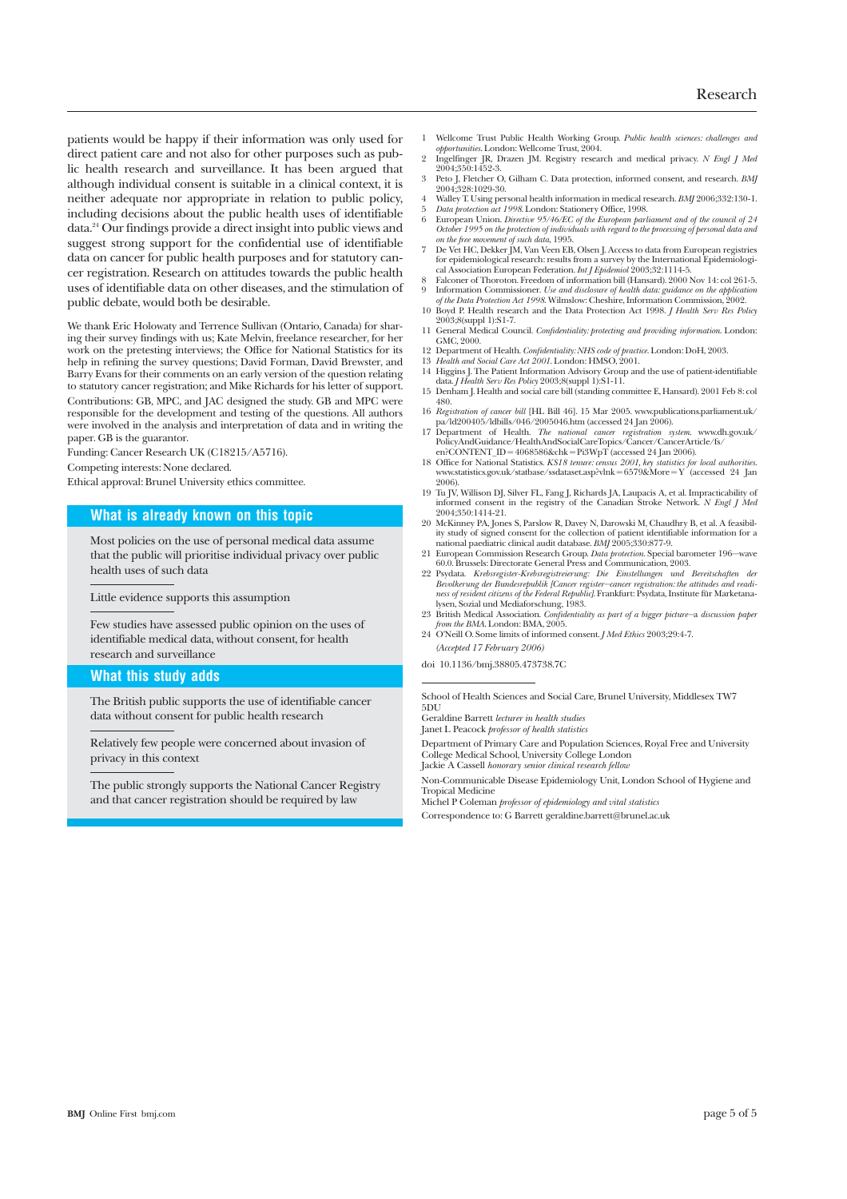patients would be happy if their information was only used for direct patient care and not also for other purposes such as public health research and surveillance. It has been argued that although individual consent is suitable in a clinical context, it is neither adequate nor appropriate in relation to public policy, including decisions about the public health uses of identifiable data.[24] Our findings provide a direct insight into public views and suggest strong support for the confidential use of identifiable data on cancer for public health purposes and for statutory cancer registration. Research on attitudes towards the public health uses of identifiable data on other diseases, and the stimulation of public debate, would both be desirable.

We thank Eric Holowaty and Terrence Sullivan (Ontario, Canada) for sharing their survey findings with us; Kate Melvin, freelance researcher, for her work on the pretesting interviews; the Office for National Statistics for its help in refining the survey questions; David Forman, David Brewster, and Barry Evans for their comments on an early version of the question relating to statutory cancer registration; and Mike Richards for his letter of support.

Contributions: GB, MPC, and JAC designed the study. GB and MPC were responsible for the development and testing of the questions. All authors were involved in the analysis and interpretation of data and in writing the paper. GB is the guarantor.

Funding: Cancer Research UK (C18215/A5716).

Competing interests: None declared.

Ethical approval: Brunel University ethics committee.

## What is already known on this topic

Most policies on the use of personal medical data assume that the public will prioritise individual privacy over public health uses of such data

Little evidence supports this assumption

Few studies have assessed public opinion on the uses of identifiable medical data, without consent, for health research and surveillance

## What this study adds

The British public supports the use of identifiable cancer data without consent for public health research

Relatively few people were concerned about invasion of privacy in this context

The public strongly supports the National Cancer Registry and that cancer registration should be required by law

1. Wellcome Trust Public Health Working Group. *Public health sciences: challenges and opportunities*. London: Wellcome Trust, 2004.
2. Ingelfinger JR, Drazen JM. Registry research and medical privacy. *N Engl J Med* 2004;350:1452-3.
3. Peto J, Fletcher O, Gilham C. Data protection, informed consent, and research. *BMJ* 2004;328:1029-30.
4. Walley T. Using personal health information in medical research. *BMJ* 2006;332:130-1.
5. *Data protection act 1998*. London: Stationery Office, 1998.
6. European Union. *Directive 95/46/EC of the European parliament and of the council of 24 October 1995 on the protection of individuals with regard to the processing of personal data and on the free movement of such data*, 1995.
7. De Vet HC, Dekker JM, Van Veen EB, Olsen J. Access to data from European registries for epidemiological research: results from a survey by the International Epidemiological Association European Federation. *Int J Epidemiol* 2003;32:1114-5.
8. Falconer of Thoroton. Freedom of information bill (Hansard). 2000 Nov 14: col 261-5.
9. Information Commissioner. *Use and disclosure of health data: guidance on the application of the Data Protection Act 1998*. Wilmslow: Cheshire, Information Commission, 2002.
10. Boyd P. Health research and the Data Protection Act 1998. *J Health Serv Res Policy* 2003;8(suppl 1):S1-7.
11. General Medical Council. *Confidentiality: protecting and providing information*. London: GMC, 2000.
12. Department of Health. *Confidentiality: NHS code of practice*. London: DoH, 2003.
13. *Health and Social Care Act 2001*. London: HMSO, 2001.
14. Higgins J. The Patient Information Advisory Group and the use of patient-identifiable data. *J Health Serv Res Policy* 2003;8(suppl 1):S1-11.
15. Denham J. Health and social care bill (standing committee E, Hansard). 2001 Feb 8: col 480.
16. *Registration of cancer bill* [HL Bill 46]. 15 Mar 2005. www.publications.parliament.uk/pa/ld200405/ldbills/046/2005046.htm (accessed 24 Jan 2006).
17. Department of Health. *The national cancer registration system*. www.dh.gov.uk/PolicyAndGuidance/HealthAndSocialCareTopics/Cancer/CancerArticle/fs/en?CONTENT_ID=4068586&chk=Pi3WpT (accessed 24 Jan 2006).
18. Office for National Statistics. *KS18 tenure: census 2001, key statistics for local authorities*. www.statistics.gov.uk/statbase/ssdataset.asp?vlnk=6579&More=Y (accessed 24 Jan 2006).
19. Tu JV, Willison DJ, Silver FL, Fang J, Richards JA, Laupacis A, et al. Impracticability of informed consent in the registry of the Canadian Stroke Network. *N Engl J Med* 2004;350:1414-21.
20. McKinney PA, Jones S, Parslow R, Davey N, Darowski M, Chaudhry B, et al. A feasibility study of signed consent for the collection of patient identifiable information for a national paediatric clinical audit database. *BMJ* 2005;330:877-9.
21. European Commission Research Group. *Data protection*. Special barometer 196—wave 60.0. Brussels: Directorate General Press and Communication, 2003.
22. Psydata. *Krebsregister-Krebsregistreierung: Die Einstellungen und Bereitschaften der Bevolkerung der Bundesrepublik [Cancer register—cancer registration: the attitudes and readiness of resident citizens of the Federal Republic]*. Frankfurt: Psydata, Institute für Marketanalysen, Sozial und Mediaforschung, 1983.
23. British Medical Association. *Confidentiality as part of a bigger picture—a discussion paper from the BMA*. London: BMA, 2005.
24. O'Neill O. Some limits of informed consent. *J Med Ethics* 2003;29:4-7.

*(Accepted 17 February 2006)*

doi 10.1136/bmj.38805.473738.7C

School of Health Sciences and Social Care, Brunel University, Middlesex TW7 5DU

Geraldine Barrett *lecturer in health studies*

Janet L Peacock *professor of health statistics*

Department of Primary Care and Population Sciences, Royal Free and University College Medical School, University College London

Jackie A Cassell *honorary senior clinical research fellow*

Non-Communicable Disease Epidemiology Unit, London School of Hygiene and Tropical Medicine

Michel P Coleman *professor of epidemiology and vital statistics*

Correspondence to: G Barrett geraldine.barrett@brunel.ac.uk